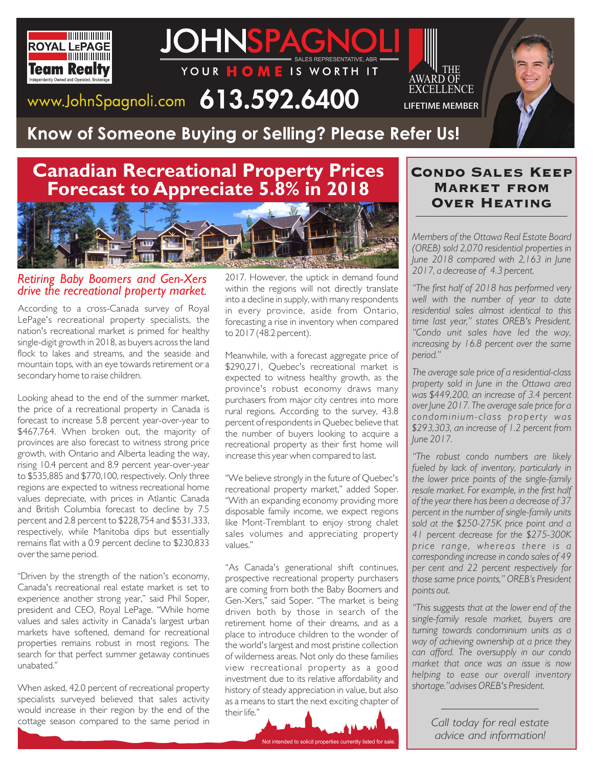ROYAL LEPAGE Team Realty
Independently Owned and Operated, Brokerage

# JOHNSPAGNOLI

SALES REPRESENTATIVE, ABR

YOUR **HOME** IS WORTH IT

www.JohnSpagnoli.com **613.592.6400**

THE AWARD OF EXCELLENCE
LIFETIME MEMBER

## Know of Someone Buying or Selling? Please Refer Us!

# Canadian Recreational Property Prices Forecast to Appreciate 5.8% in 2018

*Retiring Baby Boomers and Gen-Xers drive the recreational property market.*

According to a cross-Canada survey of Royal LePage's recreational property specialists, the nation's recreational market is primed for healthy single-digit growth in 2018, as buyers across the land flock to lakes and streams, and the seaside and mountain tops, with an eye towards retirement or a secondary home to raise children.

Looking ahead to the end of the summer market, the price of a recreational property in Canada is forecast to increase 5.8 percent year-over-year to $467,764. When broken out, the majority of provinces are also forecast to witness strong price growth, with Ontario and Alberta leading the way, rising 10.4 percent and 8.9 percent year-over-year to $535,885 and $770,100, respectively. Only three regions are expected to witness recreational home values depreciate, with prices in Atlantic Canada and British Columbia forecast to decline by 7.5 percent and 2.8 percent to $228,754 and $531,333, respectively, while Manitoba dips but essentially remains flat with a 0.9 percent decline to $230,833 over the same period.

"Driven by the strength of the nation's economy, Canada's recreational real estate market is set to experience another strong year," said Phil Soper, president and CEO, Royal LePage. "While home values and sales activity in Canada's largest urban markets have softened, demand for recreational properties remains robust in most regions. The search for that perfect summer getaway continues unabated."

When asked, 42.0 percent of recreational property specialists surveyed believed that sales activity would increase in their region by the end of the cottage season compared to the same period in 2017. However, the uptick in demand found within the regions will not directly translate into a decline in supply, with many respondents in every province, aside from Ontario, forecasting a rise in inventory when compared to 2017 (48.2 percent).

Meanwhile, with a forecast aggregate price of $290,271, Quebec's recreational market is expected to witness healthy growth, as the province's robust economy draws many purchasers from major city centres into more rural regions. According to the survey, 43.8 percent of respondents in Quebec believe that the number of buyers looking to acquire a recreational property as their first home will increase this year when compared to last.

"We believe strongly in the future of Quebec's recreational property market," added Soper. "With an expanding economy providing more disposable family income, we expect regions like Mont-Tremblant to enjoy strong chalet sales volumes and appreciating property values."

"As Canada's generational shift continues, prospective recreational property purchasers are coming from both the Baby Boomers and Gen-Xers," said Soper. "The market is being driven both by those in search of the retirement home of their dreams, and as a place to introduce children to the wonder of the world's largest and most pristine collection of wilderness areas. Not only do these families view recreational property as a good investment due to its relative affordability and history of steady appreciation in value, but also as a means to start the next exciting chapter of their life."

Not intended to solicit properties currently listed for sale.

## Condo Sales Keep Market from Over Heating

*Members of the Ottawa Real Estate Board (OREB) sold 2,070 residential properties in June 2018 compared with 2,163 in June 2017, a decrease of 4.3 percent.*

*"The first half of 2018 has performed very well with the number of year to date residential sales almost identical to this time last year," states OREB's President. "Condo unit sales have led the way, increasing by 16.8 percent over the same period."*

*The average sale price of a residential-class property sold in June in the Ottawa area was $449,200, an increase of 3.4 percent over June 2017. The average sale price for a condominium-class property was $293,303, an increase of 1.2 percent from June 2017.*

*"The robust condo numbers are likely fueled by lack of inventory, particularly in the lower price points of the single-family resale market. For example, in the first half of the year there has been a decrease of 37 percent in the number of single-family units sold at the $250-275K price point and a 41 percent decrease for the $275-300K price range, whereas there is a corresponding increase in condo sales of 49 per cent and 22 percent respectively for those same price points," OREB's President points out.*

*"This suggests that at the lower end of the single-family resale market, buyers are turning towards condominium units as a way of achieving ownership at a price they can afford. The oversupply in our condo market that once was an issue is now helping to ease our overall inventory shortage." advises OREB's President.*

*Call today for real estate advice and information!*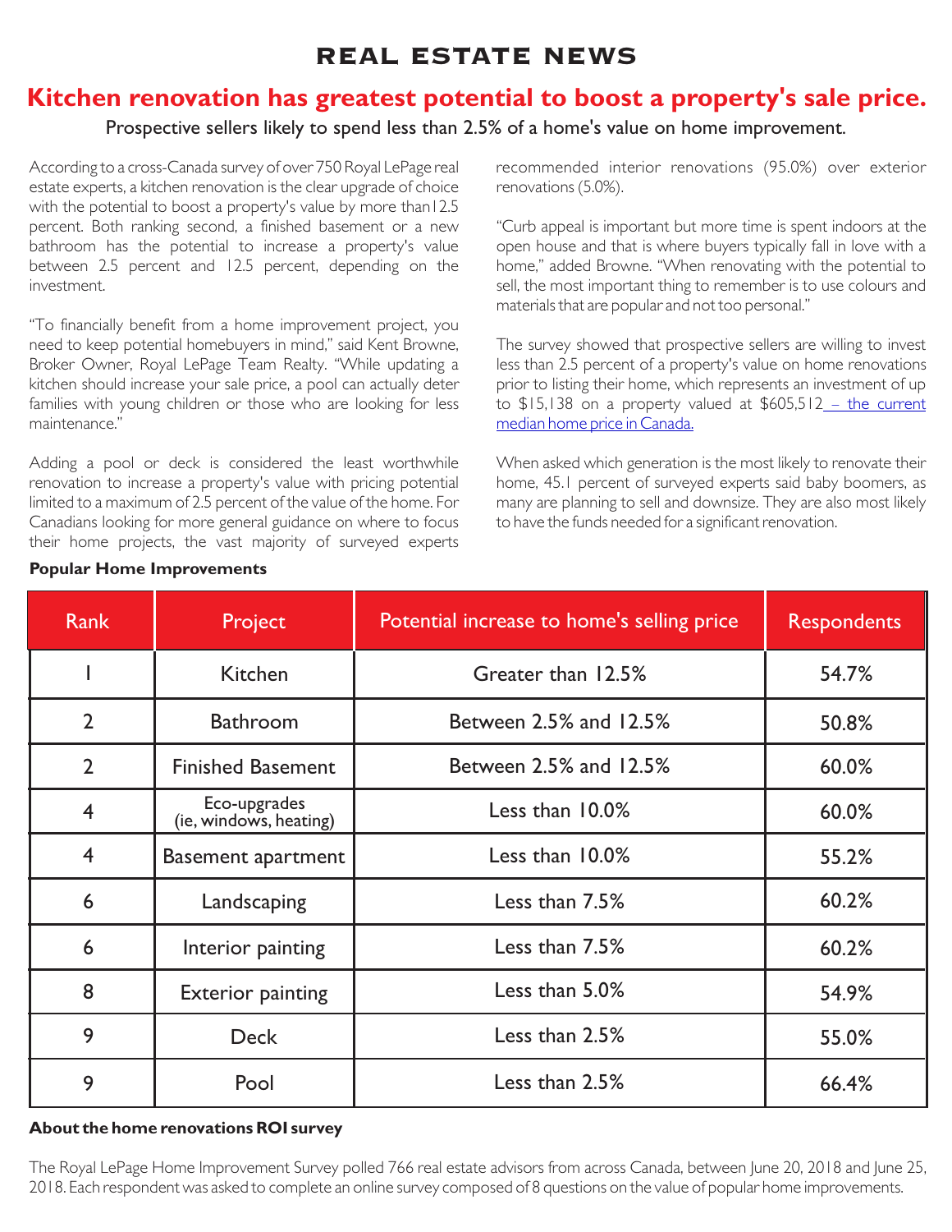# REAL ESTATE NEWS

## Kitchen renovation has greatest potential to boost a property's sale price.

Prospective sellers likely to spend less than 2.5% of a home's value on home improvement.

According to a cross-Canada survey of over 750 Royal LePage real estate experts, a kitchen renovation is the clear upgrade of choice with the potential to boost a property's value by more than12.5 percent. Both ranking second, a finished basement or a new bathroom has the potential to increase a property's value between 2.5 percent and 12.5 percent, depending on the investment.

"To financially benefit from a home improvement project, you need to keep potential homebuyers in mind," said Kent Browne, Broker Owner, Royal LePage Team Realty. "While updating a kitchen should increase your sale price, a pool can actually deter families with young children or those who are looking for less maintenance."

Adding a pool or deck is considered the least worthwhile renovation to increase a property's value with pricing potential limited to a maximum of 2.5 percent of the value of the home. For Canadians looking for more general guidance on where to focus their home projects, the vast majority of surveyed experts recommended interior renovations (95.0%) over exterior renovations (5.0%).

"Curb appeal is important but more time is spent indoors at the open house and that is where buyers typically fall in love with a home," added Browne. "When renovating with the potential to sell, the most important thing to remember is to use colours and materials that are popular and not too personal."

The survey showed that prospective sellers are willing to invest less than 2.5 percent of a property's value on home renovations prior to listing their home, which represents an investment of up to $15,138 on a property valued at $605,512 – the current median home price in Canada.

When asked which generation is the most likely to renovate their home, 45.1 percent of surveyed experts said baby boomers, as many are planning to sell and downsize. They are also most likely to have the funds needed for a significant renovation.

**Popular Home Improvements**

| Rank | Project | Potential increase to home's selling price | Respondents |
|---|---|---|---|
| 1 | Kitchen | Greater than 12.5% | 54.7% |
| 2 | Bathroom | Between 2.5% and 12.5% | 50.8% |
| 2 | Finished Basement | Between 2.5% and 12.5% | 60.0% |
| 4 | Eco-upgrades (ie, windows, heating) | Less than 10.0% | 60.0% |
| 4 | Basement apartment | Less than 10.0% | 55.2% |
| 6 | Landscaping | Less than 7.5% | 60.2% |
| 6 | Interior painting | Less than 7.5% | 60.2% |
| 8 | Exterior painting | Less than 5.0% | 54.9% |
| 9 | Deck | Less than 2.5% | 55.0% |
| 9 | Pool | Less than 2.5% | 66.4% |

**About the home renovations ROI survey**

The Royal LePage Home Improvement Survey polled 766 real estate advisors from across Canada, between June 20, 2018 and June 25, 2018. Each respondent was asked to complete an online survey composed of 8 questions on the value of popular home improvements.